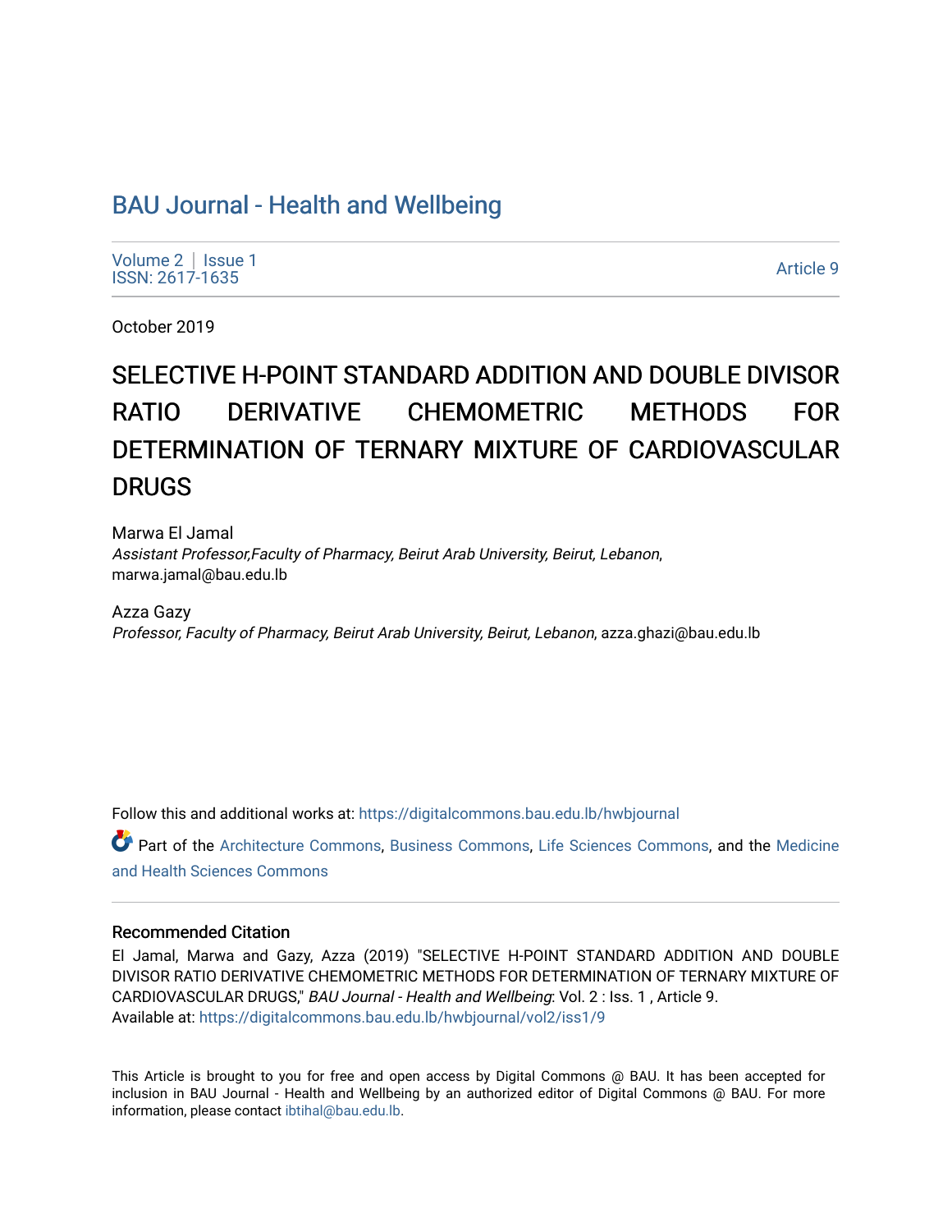# BAU Journal - Health and Wellbeing

Volume 2 | Issue 1
ISSN: 2617-1635

Article 9

October 2019

# SELECTIVE H-POINT STANDARD ADDITION AND DOUBLE DIVISOR RATIO DERIVATIVE CHEMOMETRIC METHODS FOR DETERMINATION OF TERNARY MIXTURE OF CARDIOVASCULAR DRUGS

Marwa El Jamal
*Assistant Professor,Faculty of Pharmacy, Beirut Arab University, Beirut, Lebanon*, marwa.jamal@bau.edu.lb

Azza Gazy
*Professor, Faculty of Pharmacy, Beirut Arab University, Beirut, Lebanon*, azza.ghazi@bau.edu.lb

Follow this and additional works at: https://digitalcommons.bau.edu.lb/hwbjournal

Part of the Architecture Commons, Business Commons, Life Sciences Commons, and the Medicine and Health Sciences Commons

### Recommended Citation

El Jamal, Marwa and Gazy, Azza (2019) "SELECTIVE H-POINT STANDARD ADDITION AND DOUBLE DIVISOR RATIO DERIVATIVE CHEMOMETRIC METHODS FOR DETERMINATION OF TERNARY MIXTURE OF CARDIOVASCULAR DRUGS," *BAU Journal - Health and Wellbeing*: Vol. 2 : Iss. 1 , Article 9.
Available at: https://digitalcommons.bau.edu.lb/hwbjournal/vol2/iss1/9

This Article is brought to you for free and open access by Digital Commons @ BAU. It has been accepted for inclusion in BAU Journal - Health and Wellbeing by an authorized editor of Digital Commons @ BAU. For more information, please contact ibtihal@bau.edu.lb.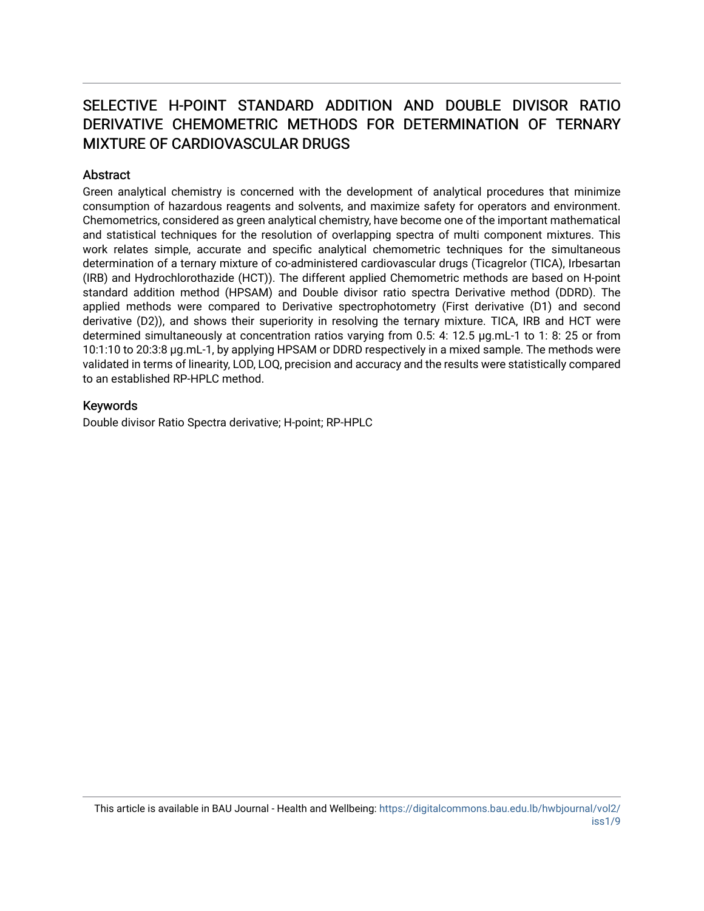# SELECTIVE H-POINT STANDARD ADDITION AND DOUBLE DIVISOR RATIO DERIVATIVE CHEMOMETRIC METHODS FOR DETERMINATION OF TERNARY MIXTURE OF CARDIOVASCULAR DRUGS

## Abstract

Green analytical chemistry is concerned with the development of analytical procedures that minimize consumption of hazardous reagents and solvents, and maximize safety for operators and environment. Chemometrics, considered as green analytical chemistry, have become one of the important mathematical and statistical techniques for the resolution of overlapping spectra of multi component mixtures. This work relates simple, accurate and specific analytical chemometric techniques for the simultaneous determination of a ternary mixture of co-administered cardiovascular drugs (Ticagrelor (TICA), Irbesartan (IRB) and Hydrochlorothazide (HCT)). The different applied Chemometric methods are based on H-point standard addition method (HPSAM) and Double divisor ratio spectra Derivative method (DDRD). The applied methods were compared to Derivative spectrophotometry (First derivative (D1) and second derivative (D2)), and shows their superiority in resolving the ternary mixture. TICA, IRB and HCT were determined simultaneously at concentration ratios varying from 0.5: 4: 12.5 μg.mL-1 to 1: 8: 25 or from 10:1:10 to 20:3:8 μg.mL-1, by applying HPSAM or DDRD respectively in a mixed sample. The methods were validated in terms of linearity, LOD, LOQ, precision and accuracy and the results were statistically compared to an established RP-HPLC method.

## Keywords

Double divisor Ratio Spectra derivative; H-point; RP-HPLC

This article is available in BAU Journal - Health and Wellbeing: https://digitalcommons.bau.edu.lb/hwbjournal/vol2/iss1/9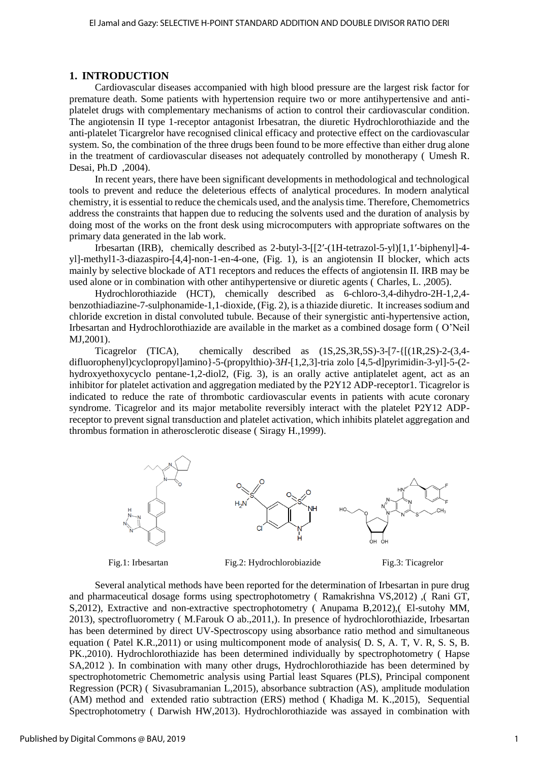## 1. INTRODUCTION

Cardiovascular diseases accompanied with high blood pressure are the largest risk factor for premature death. Some patients with hypertension require two or more antihypertensive and anti-platelet drugs with complementary mechanisms of action to control their cardiovascular condition. The angiotensin II type 1-receptor antagonist Irbesatran, the diuretic Hydrochlorothiazide and the anti-platelet Ticargrelor have recognised clinical efficacy and protective effect on the cardiovascular system. So, the combination of the three drugs been found to be more effective than either drug alone in the treatment of cardiovascular diseases not adequately controlled by monotherapy ( Umesh R. Desai, Ph.D ,2004).

In recent years, there have been significant developments in methodological and technological tools to prevent and reduce the deleterious effects of analytical procedures. In modern analytical chemistry, it is essential to reduce the chemicals used, and the analysis time. Therefore, Chemometrics address the constraints that happen due to reducing the solvents used and the duration of analysis by doing most of the works on the front desk using microcomputers with appropriate softwares on the primary data generated in the lab work.

Irbesartan (IRB), chemically described as 2-butyl-3-[[2′-(1H-tetrazol-5-yl)[1,1′-biphenyl]-4-yl]-methyl1-3-diazaspiro-[4,4]-non-1-en-4-one, (Fig. 1), is an angiotensin II blocker, which acts mainly by selective blockade of AT1 receptors and reduces the effects of angiotensin II. IRB may be used alone or in combination with other antihypertensive or diuretic agents ( Charles, L. ,2005).

Hydrochlorothiazide (HCT), chemically described as 6-chloro-3,4-dihydro-2H-1,2,4-benzothiadiazine-7-sulphonamide-1,1-dioxide, (Fig. 2), is a thiazide diuretic. It increases sodium and chloride excretion in distal convoluted tubule. Because of their synergistic anti-hypertensive action, Irbesartan and Hydrochlorothiazide are available in the market as a combined dosage form ( O'Neil MJ,2001).

Ticagrelor (TICA), chemically described as (1S,2S,3R,5S)-3-[7-{[(1R,2S)-2-(3,4-difluorophenyl)cyclopropyl]amino}-5-(propylthio)-3*H*-[1,2,3]-tria zolo [4,5-d]pyrimidin-3-yl]-5-(2-hydroxyethoxycyclo pentane-1,2-diol2, (Fig. 3), is an orally active antiplatelet agent, act as an inhibitor for platelet activation and aggregation mediated by the P2Y12 ADP-receptor1. Ticagrelor is indicated to reduce the rate of thrombotic cardiovascular events in patients with acute coronary syndrome. Ticagrelor and its major metabolite reversibly interact with the platelet P2Y12 ADP-receptor to prevent signal transduction and platelet activation, which inhibits platelet aggregation and thrombus formation in atherosclerotic disease ( Siragy H.,1999).

Fig.1: Irbesartan

Fig.2: Hydrochlorobiazide

Fig.3: Ticagrelor

Several analytical methods have been reported for the determination of Irbesartan in pure drug and pharmaceutical dosage forms using spectrophotometry ( Ramakrishna VS,2012) ,( Rani GT, S,2012), Extractive and non-extractive spectrophotometry ( Anupama B,2012),( El-sutohy MM, 2013), spectrofluorometry ( M.Farouk O ab.,2011,). In presence of hydrochlorothiazide, Irbesartan has been determined by direct UV-Spectroscopy using absorbance ratio method and simultaneous equation ( Patel K.R.,2011) or using multicomponent mode of analysis( D. S, A. T, V. R, S. S, B. PK.,2010). Hydrochlorothiazide has been determined individually by spectrophotometry ( Hapse SA,2012 ). In combination with many other drugs, Hydrochlorothiazide has been determined by spectrophotometric Chemometric analysis using Partial least Squares (PLS), Principal component Regression (PCR) ( Sivasubramanian L,2015), absorbance subtraction (AS), amplitude modulation (AM) method and extended ratio subtraction (ERS) method ( Khadiga M. K.,2015), Sequential Spectrophotometry ( Darwish HW,2013). Hydrochlorothiazide was assayed in combination with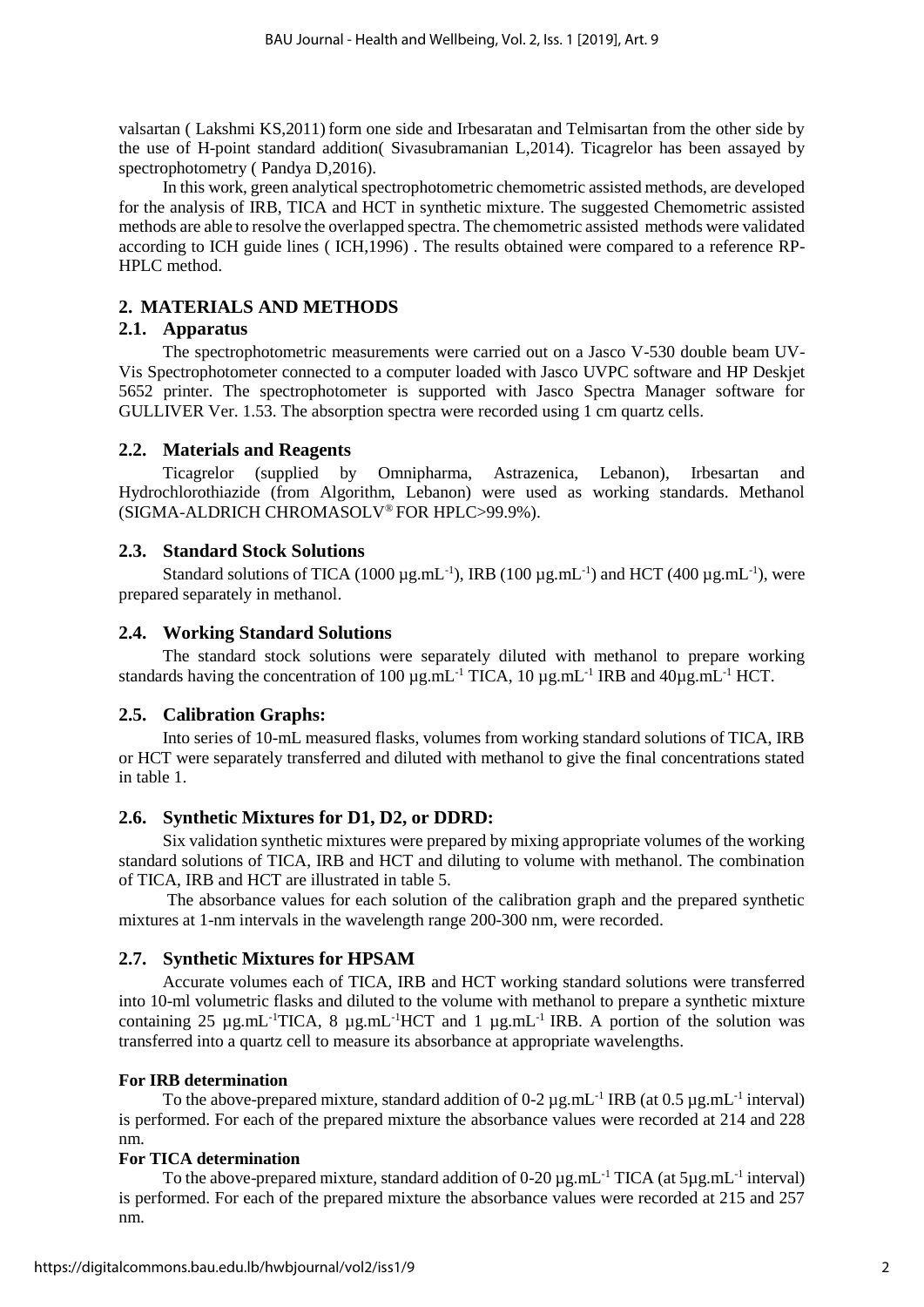valsartan ( Lakshmi KS,2011) form one side and Irbesaratan and Telmisartan from the other side by the use of H-point standard addition( Sivasubramanian L,2014). Ticagrelor has been assayed by spectrophotometry ( Pandya D,2016).

In this work, green analytical spectrophotometric chemometric assisted methods, are developed for the analysis of IRB, TICA and HCT in synthetic mixture. The suggested Chemometric assisted methods are able to resolve the overlapped spectra. The chemometric assisted methods were validated according to ICH guide lines ( ICH,1996) . The results obtained were compared to a reference RP-HPLC method.

## 2. MATERIALS AND METHODS

### 2.1. Apparatus

The spectrophotometric measurements were carried out on a Jasco V-530 double beam UV-Vis Spectrophotometer connected to a computer loaded with Jasco UVPC software and HP Deskjet 5652 printer. The spectrophotometer is supported with Jasco Spectra Manager software for GULLIVER Ver. 1.53. The absorption spectra were recorded using 1 cm quartz cells.

### 2.2. Materials and Reagents

Ticagrelor (supplied by Omnipharma, Astrazenica, Lebanon), Irbesartan and Hydrochlorothiazide (from Algorithm, Lebanon) were used as working standards. Methanol (SIGMA-ALDRICH CHROMASOLV® FOR HPLC>99.9%).

### 2.3. Standard Stock Solutions

Standard solutions of TICA (1000 $\mu g.mL^{-1}$), IRB (100 $\mu g.mL^{-1}$) and HCT (400 $\mu g.mL^{-1}$), were prepared separately in methanol.

### 2.4. Working Standard Solutions

The standard stock solutions were separately diluted with methanol to prepare working standards having the concentration of 100 $\mu g.mL^{-1}$ TICA, 10 $\mu g.mL^{-1}$ IRB and 40$\mu g.mL^{-1}$ HCT.

### 2.5. Calibration Graphs:

Into series of 10-mL measured flasks, volumes from working standard solutions of TICA, IRB or HCT were separately transferred and diluted with methanol to give the final concentrations stated in table 1.

### 2.6. Synthetic Mixtures for D1, D2, or DDRD:

Six validation synthetic mixtures were prepared by mixing appropriate volumes of the working standard solutions of TICA, IRB and HCT and diluting to volume with methanol. The combination of TICA, IRB and HCT are illustrated in table 5.

The absorbance values for each solution of the calibration graph and the prepared synthetic mixtures at 1-nm intervals in the wavelength range 200-300 nm, were recorded.

### 2.7. Synthetic Mixtures for HPSAM

Accurate volumes each of TICA, IRB and HCT working standard solutions were transferred into 10-ml volumetric flasks and diluted to the volume with methanol to prepare a synthetic mixture containing 25 $\mu g.mL^{-1}$TICA, 8 $\mu g.mL^{-1}$HCT and 1 $\mu g.mL^{-1}$ IRB. A portion of the solution was transferred into a quartz cell to measure its absorbance at appropriate wavelengths.

**For IRB determination**

To the above-prepared mixture, standard addition of 0-2 $\mu g.mL^{-1}$ IRB (at 0.5 $\mu g.mL^{-1}$ interval) is performed. For each of the prepared mixture the absorbance values were recorded at 214 and 228 nm.

**For TICA determination**

To the above-prepared mixture, standard addition of 0-20 $\mu g.mL^{-1}$ TICA (at 5$\mu g.mL^{-1}$ interval) is performed. For each of the prepared mixture the absorbance values were recorded at 215 and 257 nm.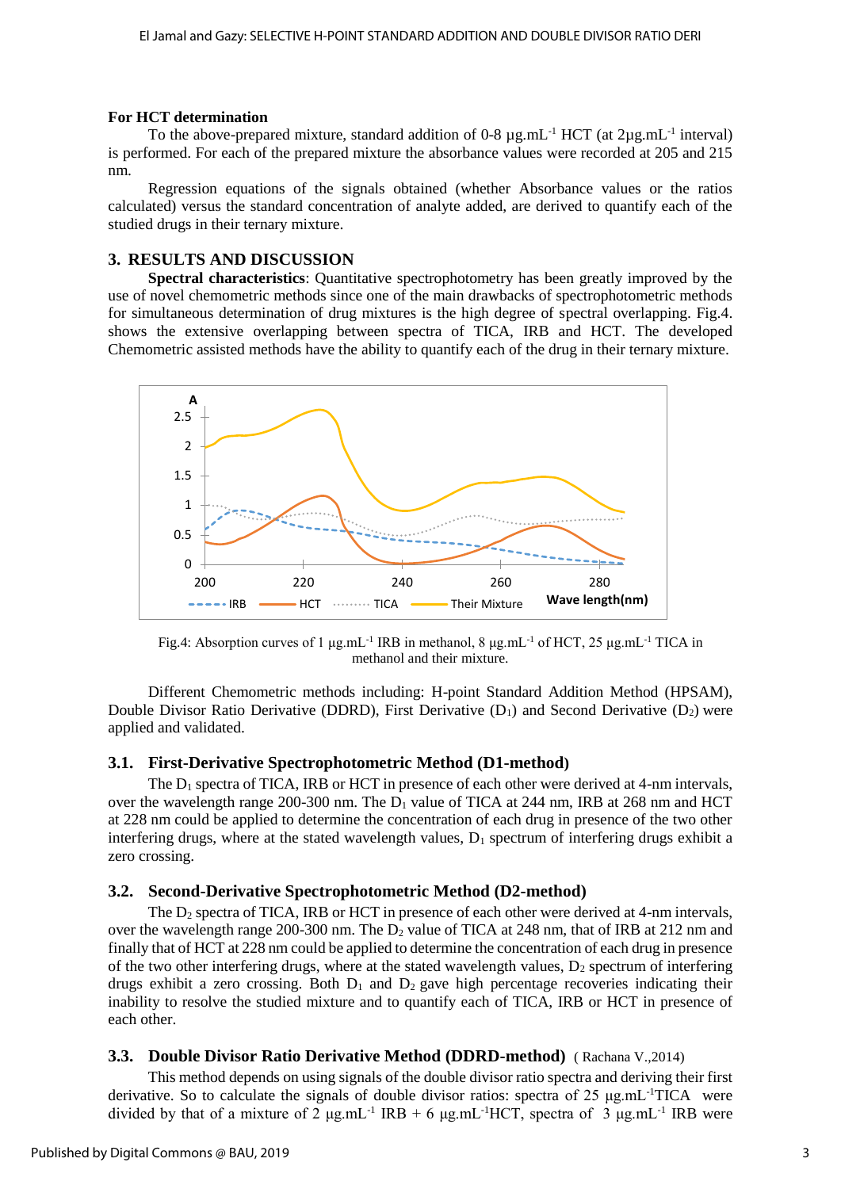**For HCT determination**

To the above-prepared mixture, standard addition of 0-8 µg.mL$^{-1}$ HCT (at 2µg.mL$^{-1}$ interval) is performed. For each of the prepared mixture the absorbance values were recorded at 205 and 215 nm.

Regression equations of the signals obtained (whether Absorbance values or the ratios calculated) versus the standard concentration of analyte added, are derived to quantify each of the studied drugs in their ternary mixture.

## 3. RESULTS AND DISCUSSION

**Spectral characteristics**: Quantitative spectrophotometry has been greatly improved by the use of novel chemometric methods since one of the main drawbacks of spectrophotometric methods for simultaneous determination of drug mixtures is the high degree of spectral overlapping. Fig.4. shows the extensive overlapping between spectra of TICA, IRB and HCT. The developed Chemometric assisted methods have the ability to quantify each of the drug in their ternary mixture.

Fig.4: Absorption curves of 1 µg.mL$^{-1}$ IRB in methanol, 8 µg.mL$^{-1}$ of HCT, 25 µg.mL$^{-1}$ TICA in methanol and their mixture.

Different Chemometric methods including: H-point Standard Addition Method (HPSAM), Double Divisor Ratio Derivative (DDRD), First Derivative ($D_1$) and Second Derivative ($D_2$) were applied and validated.

### 3.1. First-Derivative Spectrophotometric Method (D1-method)

The $D_1$ spectra of TICA, IRB or HCT in presence of each other were derived at 4-nm intervals, over the wavelength range 200-300 nm. The $D_1$ value of TICA at 244 nm, IRB at 268 nm and HCT at 228 nm could be applied to determine the concentration of each drug in presence of the two other interfering drugs, where at the stated wavelength values, $D_1$ spectrum of interfering drugs exhibit a zero crossing.

### 3.2. Second-Derivative Spectrophotometric Method (D2-method)

The $D_2$ spectra of TICA, IRB or HCT in presence of each other were derived at 4-nm intervals, over the wavelength range 200-300 nm. The $D_2$ value of TICA at 248 nm, that of IRB at 212 nm and finally that of HCT at 228 nm could be applied to determine the concentration of each drug in presence of the two other interfering drugs, where at the stated wavelength values, $D_2$ spectrum of interfering drugs exhibit a zero crossing. Both $D_1$ and $D_2$ gave high percentage recoveries indicating their inability to resolve the studied mixture and to quantify each of TICA, IRB or HCT in presence of each other.

### 3.3. Double Divisor Ratio Derivative Method (DDRD-method) ( Rachana V.,2014)

This method depends on using signals of the double divisor ratio spectra and deriving their first derivative. So to calculate the signals of double divisor ratios: spectra of 25 µg.mL$^{-1}$TICA were divided by that of a mixture of 2 µg.mL$^{-1}$ IRB + 6 µg.mL$^{-1}$HCT, spectra of 3 µg.mL$^{-1}$ IRB were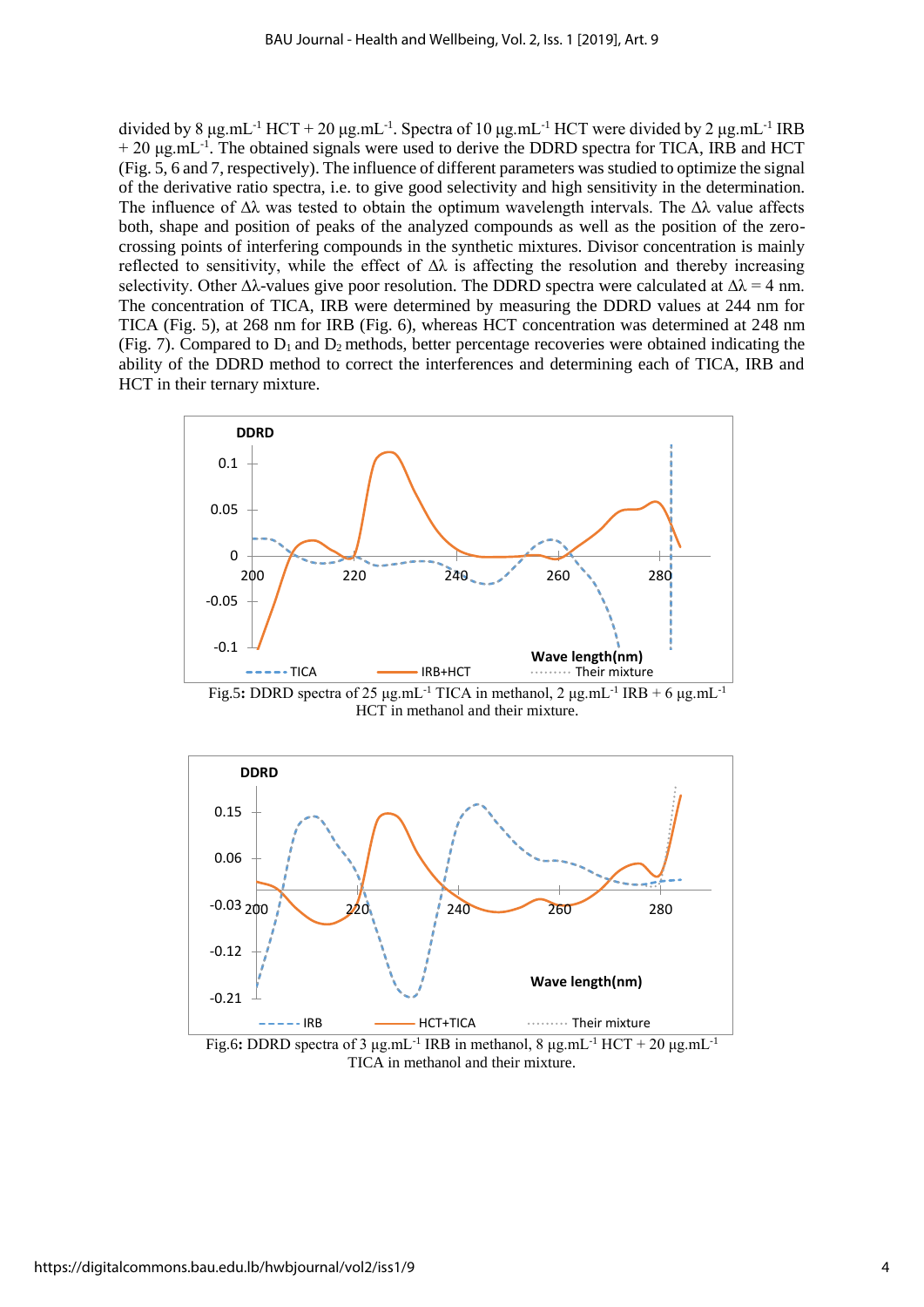divided by 8 μg.mL$^{-1}$ HCT + 20 μg.mL$^{-1}$. Spectra of 10 μg.mL$^{-1}$ HCT were divided by 2 μg.mL$^{-1}$ IRB + 20 μg.mL$^{-1}$. The obtained signals were used to derive the DDRD spectra for TICA, IRB and HCT (Fig. 5, 6 and 7, respectively). The influence of different parameters was studied to optimize the signal of the derivative ratio spectra, i.e. to give good selectivity and high sensitivity in the determination. The influence of Δλ was tested to obtain the optimum wavelength intervals. The Δλ value affects both, shape and position of peaks of the analyzed compounds as well as the position of the zero-crossing points of interfering compounds in the synthetic mixtures. Divisor concentration is mainly reflected to sensitivity, while the effect of Δλ is affecting the resolution and thereby increasing selectivity. Other Δλ-values give poor resolution. The DDRD spectra were calculated at Δλ = 4 nm. The concentration of TICA, IRB were determined by measuring the DDRD values at 244 nm for TICA (Fig. 5), at 268 nm for IRB (Fig. 6), whereas HCT concentration was determined at 248 nm (Fig. 7). Compared to $D_1$ and $D_2$ methods, better percentage recoveries were obtained indicating the ability of the DDRD method to correct the interferences and determining each of TICA, IRB and HCT in their ternary mixture.

Fig.5: DDRD spectra of 25 μg.mL$^{-1}$ TICA in methanol, 2 μg.mL$^{-1}$ IRB + 6 μg.mL$^{-1}$ HCT in methanol and their mixture.

Fig.6: DDRD spectra of 3 μg.mL$^{-1}$ IRB in methanol, 8 μg.mL$^{-1}$ HCT + 20 μg.mL$^{-1}$ TICA in methanol and their mixture.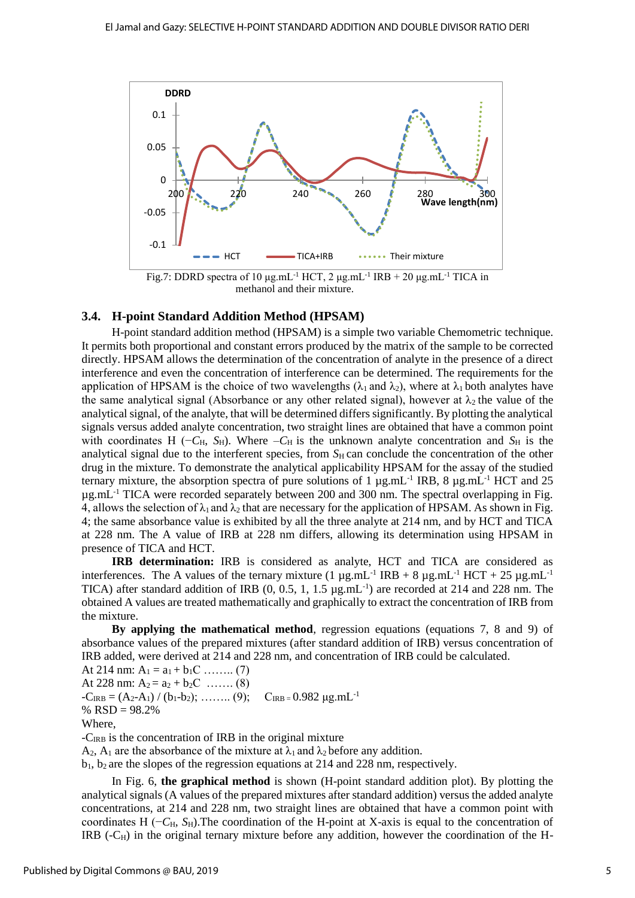Fig.7: DDRD spectra of 10 μg.mL$^{-1}$ HCT, 2 μg.mL$^{-1}$ IRB + 20 μg.mL$^{-1}$ TICA in methanol and their mixture.

### 3.4. H-point Standard Addition Method (HPSAM)

H-point standard addition method (HPSAM) is a simple two variable Chemometric technique. It permits both proportional and constant errors produced by the matrix of the sample to be corrected directly. HPSAM allows the determination of the concentration of analyte in the presence of a direct interference and even the concentration of interference can be determined. The requirements for the application of HPSAM is the choice of two wavelengths ($\lambda_1$ and $\lambda_2$), where at $\lambda_1$ both analytes have the same analytical signal (Absorbance or any other related signal), however at $\lambda_2$ the value of the analytical signal, of the analyte, that will be determined differs significantly. By plotting the analytical signals versus added analyte concentration, two straight lines are obtained that have a common point with coordinates H ($-C_H$, $S_H$). Where $-C_H$ is the unknown analyte concentration and $S_H$ is the analytical signal due to the interferent species, from $S_H$ can conclude the concentration of the other drug in the mixture. To demonstrate the analytical applicability HPSAM for the assay of the studied ternary mixture, the absorption spectra of pure solutions of 1 μg.mL$^{-1}$ IRB, 8 μg.mL$^{-1}$ HCT and 25 μg.mL$^{-1}$ TICA were recorded separately between 200 and 300 nm. The spectral overlapping in Fig. 4, allows the selection of $\lambda_1$ and $\lambda_2$ that are necessary for the application of HPSAM. As shown in Fig. 4; the same absorbance value is exhibited by all the three analyte at 214 nm, and by HCT and TICA at 228 nm. The A value of IRB at 228 nm differs, allowing its determination using HPSAM in presence of TICA and HCT.

**IRB determination:** IRB is considered as analyte, HCT and TICA are considered as interferences. The A values of the ternary mixture (1 μg.mL$^{-1}$ IRB + 8 μg.mL$^{-1}$ HCT + 25 μg.mL$^{-1}$ TICA) after standard addition of IRB (0, 0.5, 1, 1.5 μg.mL$^{-1}$) are recorded at 214 and 228 nm. The obtained A values are treated mathematically and graphically to extract the concentration of IRB from the mixture.

**By applying the mathematical method**, regression equations (equations 7, 8 and 9) of absorbance values of the prepared mixtures (after standard addition of IRB) versus concentration of IRB added, were derived at 214 and 228 nm, and concentration of IRB could be calculated.

At 214 nm: $A_1 = a_1 + b_1C$ …….. (7)

At 228 nm: $A_2 = a_2 + b_2C$ ……. (8)

$-C_{IRB} = (A_2 - A_1) / (b_1 - b_2)$; …….. (9); $C_{IRB} = 0.982$ μg.mL$^{-1}$

% RSD = 98.2%

Where,

$-C_{IRB}$ is the concentration of IRB in the original mixture

$A_2$, $A_1$ are the absorbance of the mixture at $\lambda_1$ and $\lambda_2$ before any addition.

$b_1$, $b_2$ are the slopes of the regression equations at 214 and 228 nm, respectively.

In Fig. 6, **the graphical method** is shown (H-point standard addition plot). By plotting the analytical signals (A values of the prepared mixtures after standard addition) versus the added analyte concentrations, at 214 and 228 nm, two straight lines are obtained that have a common point with coordinates H ($-C_H$, $S_H$).The coordination of the H-point at X-axis is equal to the concentration of IRB ($-C_H$) in the original ternary mixture before any addition, however the coordination of the H-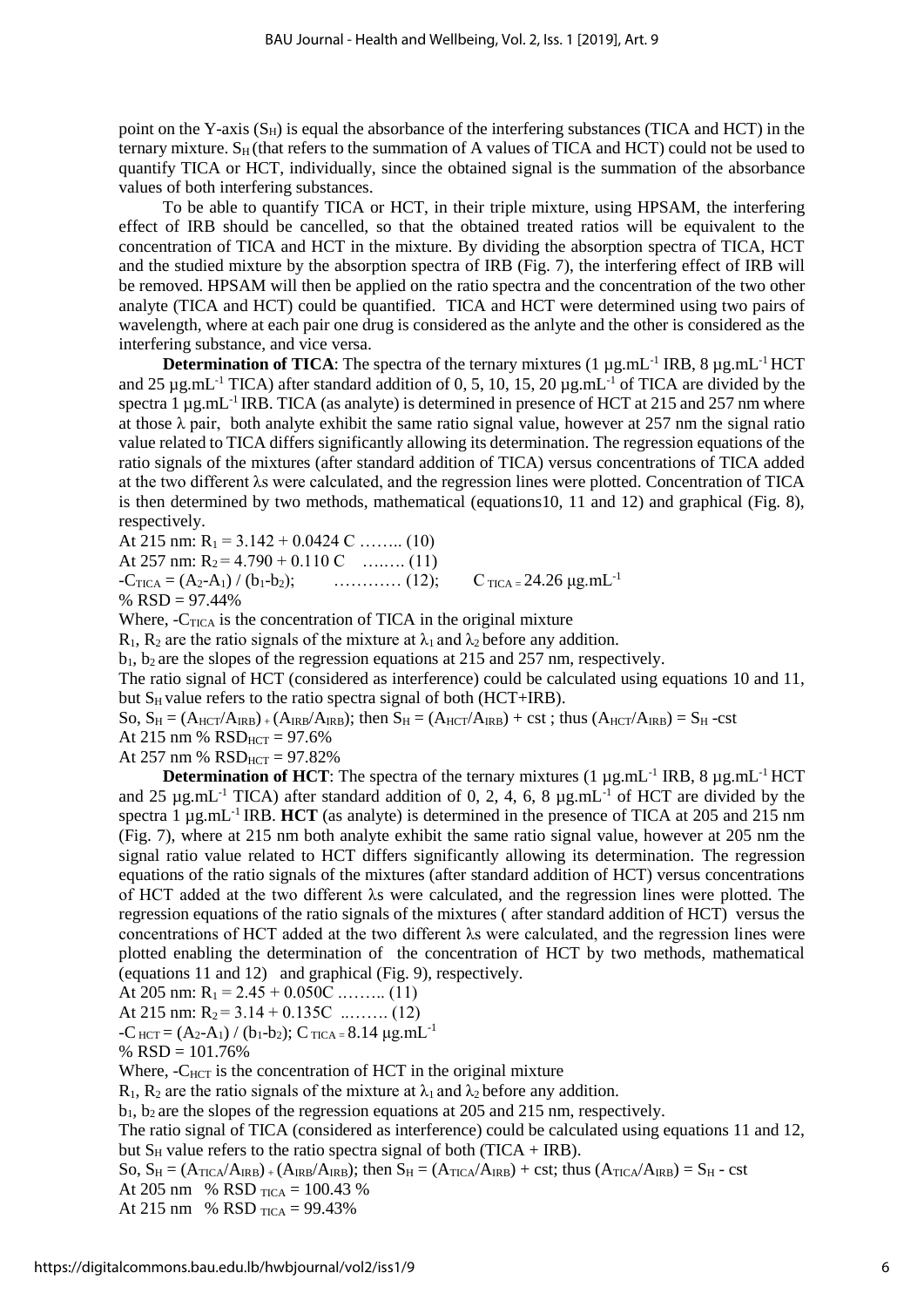point on the Y-axis ($S_H$) is equal the absorbance of the interfering substances (TICA and HCT) in the ternary mixture. $S_H$ (that refers to the summation of A values of TICA and HCT) could not be used to quantify TICA or HCT, individually, since the obtained signal is the summation of the absorbance values of both interfering substances.

To be able to quantify TICA or HCT, in their triple mixture, using HPSAM, the interfering effect of IRB should be cancelled, so that the obtained treated ratios will be equivalent to the concentration of TICA and HCT in the mixture. By dividing the absorption spectra of TICA, HCT and the studied mixture by the absorption spectra of IRB (Fig. 7), the interfering effect of IRB will be removed. HPSAM will then be applied on the ratio spectra and the concentration of the two other analyte (TICA and HCT) could be quantified. TICA and HCT were determined using two pairs of wavelength, where at each pair one drug is considered as the anlyte and the other is considered as the interfering substance, and vice versa.

**Determination of TICA**: The spectra of the ternary mixtures (1 $\mu g.mL^{-1}$ IRB, 8 $\mu g.mL^{-1}$ HCT and 25 $\mu g.mL^{-1}$ TICA) after standard addition of 0, 5, 10, 15, 20 $\mu g.mL^{-1}$ of TICA are divided by the spectra 1 $\mu g.mL^{-1}$ IRB. TICA (as analyte) is determined in presence of HCT at 215 and 257 nm where at those $\lambda$ pair, both analyte exhibit the same ratio signal value, however at 257 nm the signal ratio value related to TICA differs significantly allowing its determination. The regression equations of the ratio signals of the mixtures (after standard addition of TICA) versus concentrations of TICA added at the two different $\lambda$s were calculated, and the regression lines were plotted. Concentration of TICA is then determined by two methods, mathematical (equations10, 11 and 12) and graphical (Fig. 8), respectively.

At 215 nm: $R_1 = 3.142 + 0.0424\ C$ …….. (10)

At 257 nm: $R_2 = 4.790 + 0.110\ C$ ……. (11)

$-C_{TICA} = (A_2-A_1) / (b_1-b_2)$; ………… (12); $C_{TICA} = 24.26\ \mu g.mL^{-1}$

% RSD = 97.44%

Where, $-C_{TICA}$ is the concentration of TICA in the original mixture

$R_1$, $R_2$ are the ratio signals of the mixture at $\lambda_1$ and $\lambda_2$ before any addition.

$b_1$, $b_2$ are the slopes of the regression equations at 215 and 257 nm, respectively.

The ratio signal of HCT (considered as interference) could be calculated using equations 10 and 11, but $S_H$ value refers to the ratio spectra signal of both (HCT+IRB).

So, $S_H = (A_{HCT}/A_{IRB}) + (A_{IRB}/A_{IRB})$; then $S_H = (A_{HCT}/A_{IRB}) + cst$ ; thus $(A_{HCT}/A_{IRB}) = S_H - cst$

At 215 nm % $RSD_{HCT} = 97.6\%$

At 257 nm % $RSD_{HCT} = 97.82\%$

**Determination of HCT**: The spectra of the ternary mixtures (1 $\mu g.mL^{-1}$ IRB, 8 $\mu g.mL^{-1}$ HCT and 25 $\mu g.mL^{-1}$ TICA) after standard addition of 0, 2, 4, 6, 8 $\mu g.mL^{-1}$ of HCT are divided by the spectra 1 $\mu g.mL^{-1}$ IRB. **HCT** (as analyte) is determined in the presence of TICA at 205 and 215 nm (Fig. 7), where at 215 nm both analyte exhibit the same ratio signal value, however at 205 nm the signal ratio value related to HCT differs significantly allowing its determination. The regression equations of the ratio signals of the mixtures (after standard addition of HCT) versus concentrations of HCT added at the two different $\lambda$s were calculated, and the regression lines were plotted. The regression equations of the ratio signals of the mixtures ( after standard addition of HCT) versus the concentrations of HCT added at the two different $\lambda$s were calculated, and the regression lines were plotted enabling the determination of the concentration of HCT by two methods, mathematical (equations 11 and 12) and graphical (Fig. 9), respectively.

At 205 nm: $R_1 = 2.45 + 0.050C$ …….. (11)

At 215 nm: $R_2 = 3.14 + 0.135C$ ..……. (12)

$-C_{HCT} = (A_2-A_1) / (b_1-b_2)$; $C_{TICA} = 8.14\ \mu g.mL^{-1}$

% RSD = 101.76%

Where, $-C_{HCT}$ is the concentration of HCT in the original mixture

$R_1$, $R_2$ are the ratio signals of the mixture at $\lambda_1$ and $\lambda_2$ before any addition.

$b_1$, $b_2$ are the slopes of the regression equations at 205 and 215 nm, respectively.

The ratio signal of TICA (considered as interference) could be calculated using equations 11 and 12, but $S_H$ value refers to the ratio spectra signal of both (TICA + IRB).

So, $S_H = (A_{TICA}/A_{IRB}) + (A_{IRB}/A_{IRB})$; then $S_H = (A_{TICA}/A_{IRB}) + cst$; thus $(A_{TICA}/A_{IRB}) = S_H - cst$

At 205 nm % $RSD_{TICA} = 100.43\ \%$

At 215 nm % $RSD_{TICA} = 99.43\%$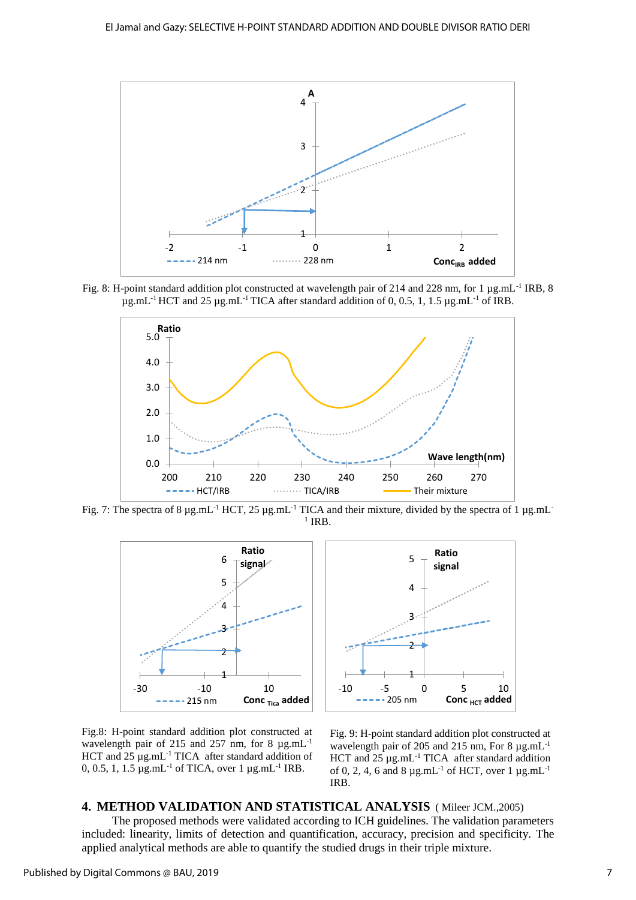Fig. 8: H-point standard addition plot constructed at wavelength pair of 214 and 228 nm, for 1 µg.mL$^{-1}$ IRB, 8 µg.mL$^{-1}$ HCT and 25 µg.mL$^{-1}$ TICA after standard addition of 0, 0.5, 1, 1.5 µg.mL$^{-1}$ of IRB.

Fig. 7: The spectra of 8 µg.mL$^{-1}$ HCT, 25 µg.mL$^{-1}$ TICA and their mixture, divided by the spectra of 1 µg.mL$^{-1}$ IRB.

Fig.8: H-point standard addition plot constructed at wavelength pair of 215 and 257 nm, for 8 µg.mL$^{-1}$ HCT and 25 µg.mL$^{-1}$ TICA after standard addition of 0, 0.5, 1, 1.5 µg.mL$^{-1}$ of TICA, over 1 µg.mL$^{-1}$ IRB.

Fig. 9: H-point standard addition plot constructed at wavelength pair of 205 and 215 nm, For 8 µg.mL$^{-1}$ HCT and 25 µg.mL$^{-1}$ TICA after standard addition of 0, 2, 4, 6 and 8 µg.mL$^{-1}$ of HCT, over 1 µg.mL$^{-1}$ IRB.

## 4. METHOD VALIDATION AND STATISTICAL ANALYSIS ( Mileer JCM.,2005)

The proposed methods were validated according to ICH guidelines. The validation parameters included: linearity, limits of detection and quantification, accuracy, precision and specificity. The applied analytical methods are able to quantify the studied drugs in their triple mixture.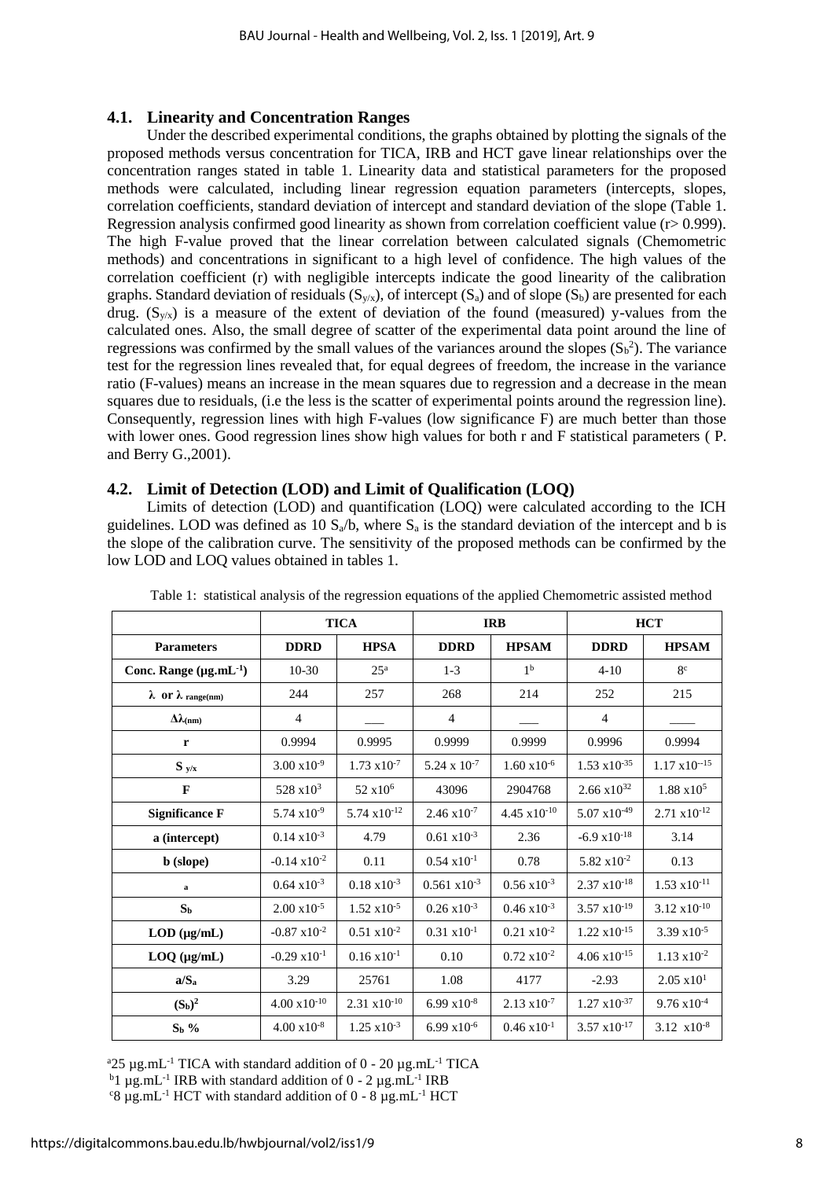## 4.1. Linearity and Concentration Ranges

Under the described experimental conditions, the graphs obtained by plotting the signals of the proposed methods versus concentration for TICA, IRB and HCT gave linear relationships over the concentration ranges stated in table 1. Linearity data and statistical parameters for the proposed methods were calculated, including linear regression equation parameters (intercepts, slopes, correlation coefficients, standard deviation of intercept and standard deviation of the slope (Table 1. Regression analysis confirmed good linearity as shown from correlation coefficient value (r> 0.999). The high F-value proved that the linear correlation between calculated signals (Chemometric methods) and concentrations in significant to a high level of confidence. The high values of the correlation coefficient (r) with negligible intercepts indicate the good linearity of the calibration graphs. Standard deviation of residuals ($S_{y/x}$), of intercept ($S_a$) and of slope ($S_b$) are presented for each drug. ($S_{y/x}$) is a measure of the extent of deviation of the found (measured) y-values from the calculated ones. Also, the small degree of scatter of the experimental data point around the line of regressions was confirmed by the small values of the variances around the slopes ($S_b^2$). The variance test for the regression lines revealed that, for equal degrees of freedom, the increase in the variance ratio (F-values) means an increase in the mean squares due to regression and a decrease in the mean squares due to residuals, (i.e the less is the scatter of experimental points around the regression line). Consequently, regression lines with high F-values (low significance F) are much better than those with lower ones. Good regression lines show high values for both r and F statistical parameters ( P. and Berry G.,2001).

## 4.2. Limit of Detection (LOD) and Limit of Qualification (LOQ)

Limits of detection (LOD) and quantification (LOQ) were calculated according to the ICH guidelines. LOD was defined as 10 $S_a$/b, where $S_a$ is the standard deviation of the intercept and b is the slope of the calibration curve. The sensitivity of the proposed methods can be confirmed by the low LOD and LOQ values obtained in tables 1.

Table 1: statistical analysis of the regression equations of the applied Chemometric assisted method

| | TICA | | IRB | | HCT | |
|---|---|---|---|---|---|---|
| **Parameters** | **DDRD** | **HPSA** | **DDRD** | **HPSAM** | **DDRD** | **HPSAM** |
| **Conc. Range (µg.mL$^{-1}$)** | 10-30 | 25[a] | 1-3 | 1[b] | 4-10 | 8[c] |
| **λ or λ $_{range(nm)}$** | 244 | 257 | 268 | 214 | 252 | 215 |
| **Δλ$_{(nm)}$** | 4 | ___ | 4 | ___ | 4 | ____ |
| **r** | 0.9994 | 0.9995 | 0.9999 | 0.9999 | 0.9996 | 0.9994 |
| **$S_{y/x}$** | $3.00 \times 10^{-9}$ | $1.73 \times 10^{-7}$ | $5.24 \times 10^{-7}$ | $1.60 \times 10^{-6}$ | $1.53 \times 10^{-35}$ | $1.17 \times 10^{-15}$ |
| **F** | $528 \times 10^{3}$ | $52 \times 10^{6}$ | 43096 | 2904768 | $2.66 \times 10^{32}$ | $1.88 \times 10^{5}$ |
| **Significance F** | $5.74 \times 10^{-9}$ | $5.74 \times 10^{-12}$ | $2.46 \times 10^{-7}$ | $4.45 \times 10^{-10}$ | $5.07 \times 10^{-49}$ | $2.71 \times 10^{-12}$ |
| **a (intercept)** | $0.14 \times 10^{-3}$ | 4.79 | $0.61 \times 10^{-3}$ | 2.36 | $-6.9 \times 10^{-18}$ | 3.14 |
| **b (slope)** | $-0.14 \times 10^{-2}$ | 0.11 | $0.54 \times 10^{-1}$ | 0.78 | $5.82 \times 10^{-2}$ | 0.13 |
| **a** | $0.64 \times 10^{-3}$ | $0.18 \times 10^{-3}$ | $0.561 \times 10^{-3}$ | $0.56 \times 10^{-3}$ | $2.37 \times 10^{-18}$ | $1.53 \times 10^{-11}$ |
| **$S_b$** | $2.00 \times 10^{-5}$ | $1.52 \times 10^{-5}$ | $0.26 \times 10^{-3}$ | $0.46 \times 10^{-3}$ | $3.57 \times 10^{-19}$ | $3.12 \times 10^{-10}$ |
| **LOD (µg/mL)** | $-0.87 \times 10^{-2}$ | $0.51 \times 10^{-2}$ | $0.31 \times 10^{-1}$ | $0.21 \times 10^{-2}$ | $1.22 \times 10^{-15}$ | $3.39 \times 10^{-5}$ |
| **LOQ (µg/mL)** | $-0.29 \times 10^{-1}$ | $0.16 \times 10^{-1}$ | 0.10 | $0.72 \times 10^{-2}$ | $4.06 \times 10^{-15}$ | $1.13 \times 10^{-2}$ |
| **$a/S_a$** | 3.29 | 25761 | 1.08 | 4177 | -2.93 | $2.05 \times 10^{1}$ |
| **$(S_b)^2$** | $4.00 \times 10^{-10}$ | $2.31 \times 10^{-10}$ | $6.99 \times 10^{-8}$ | $2.13 \times 10^{-7}$ | $1.27 \times 10^{-37}$ | $9.76 \times 10^{-4}$ |
| **$S_b$ %** | $4.00 \times 10^{-8}$ | $1.25 \times 10^{-3}$ | $6.99 \times 10^{-6}$ | $0.46 \times 10^{-1}$ | $3.57 \times 10^{-17}$ | $3.12 \times 10^{-8}$ |

[a] 25 µg.mL$^{-1}$ TICA with standard addition of 0 - 20 µg.mL$^{-1}$ TICA
[b] 1 µg.mL$^{-1}$ IRB with standard addition of 0 - 2 µg.mL$^{-1}$ IRB
[c] 8 µg.mL$^{-1}$ HCT with standard addition of 0 - 8 µg.mL$^{-1}$ HCT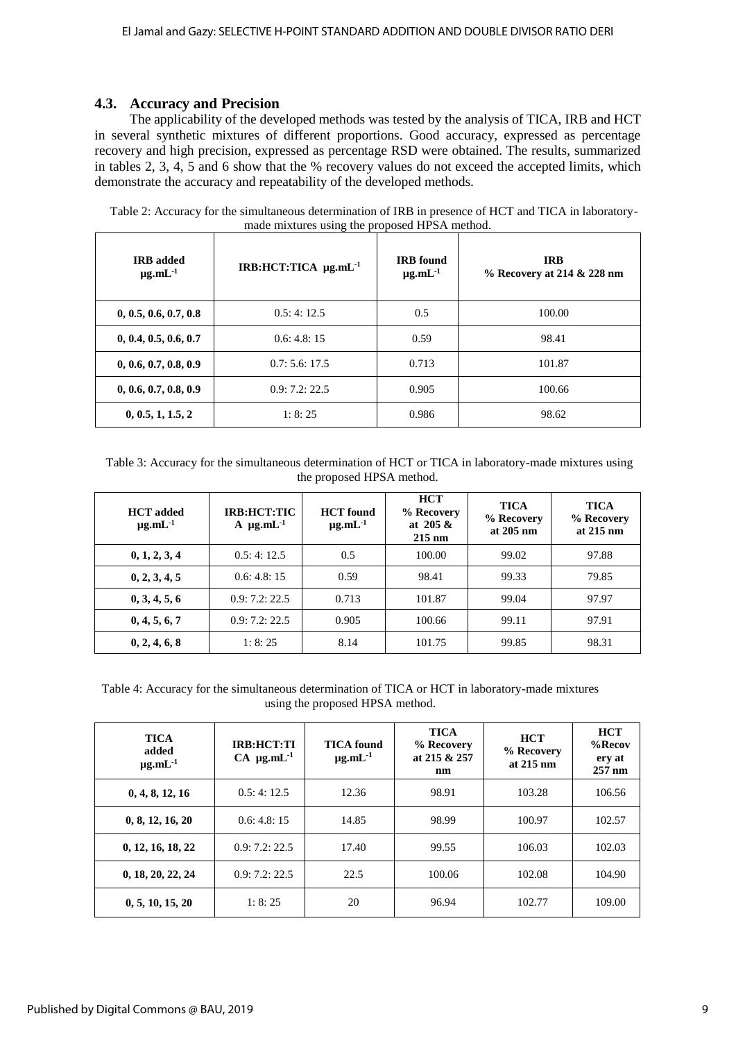## 4.3. Accuracy and Precision

The applicability of the developed methods was tested by the analysis of TICA, IRB and HCT in several synthetic mixtures of different proportions. Good accuracy, expressed as percentage recovery and high precision, expressed as percentage RSD were obtained. The results, summarized in tables 2, 3, 4, 5 and 6 show that the % recovery values do not exceed the accepted limits, which demonstrate the accuracy and repeatability of the developed methods.

Table 2: Accuracy for the simultaneous determination of IRB in presence of HCT and TICA in laboratory-made mixtures using the proposed HPSA method.

| IRB added $\mu g.mL^{-1}$ | IRB:HCT:TICA $\mu g.mL^{-1}$ | IRB found $\mu g.mL^{-1}$ | IRB % Recovery at 214 & 228 nm |
|---|---|---|---|
| 0, 0.5, 0.6, 0.7, 0.8 | 0.5: 4: 12.5 | 0.5 | 100.00 |
| 0, 0.4, 0.5, 0.6, 0.7 | 0.6: 4.8: 15 | 0.59 | 98.41 |
| 0, 0.6, 0.7, 0.8, 0.9 | 0.7: 5.6: 17.5 | 0.713 | 101.87 |
| 0, 0.6, 0.7, 0.8, 0.9 | 0.9: 7.2: 22.5 | 0.905 | 100.66 |
| 0, 0.5, 1, 1.5, 2 | 1: 8: 25 | 0.986 | 98.62 |

Table 3: Accuracy for the simultaneous determination of HCT or TICA in laboratory-made mixtures using the proposed HPSA method.

| HCT added $\mu g.mL^{-1}$ | IRB:HCT:TICA $\mu g.mL^{-1}$ | HCT found $\mu g.mL^{-1}$ | HCT % Recovery at 205 & 215 nm | TICA % Recovery at 205 nm | TICA % Recovery at 215 nm |
|---|---|---|---|---|---|
| 0, 1, 2, 3, 4 | 0.5: 4: 12.5 | 0.5 | 100.00 | 99.02 | 97.88 |
| 0, 2, 3, 4, 5 | 0.6: 4.8: 15 | 0.59 | 98.41 | 99.33 | 79.85 |
| 0, 3, 4, 5, 6 | 0.9: 7.2: 22.5 | 0.713 | 101.87 | 99.04 | 97.97 |
| 0, 4, 5, 6, 7 | 0.9: 7.2: 22.5 | 0.905 | 100.66 | 99.11 | 97.91 |
| 0, 2, 4, 6, 8 | 1: 8: 25 | 8.14 | 101.75 | 99.85 | 98.31 |

Table 4: Accuracy for the simultaneous determination of TICA or HCT in laboratory-made mixtures using the proposed HPSA method.

| TICA added $\mu g.mL^{-1}$ | IRB:HCT:TICA $\mu g.mL^{-1}$ | TICA found $\mu g.mL^{-1}$ | TICA % Recovery at 215 & 257 nm | HCT % Recovery at 215 nm | HCT %Recovery at 257 nm |
|---|---|---|---|---|---|
| 0, 4, 8, 12, 16 | 0.5: 4: 12.5 | 12.36 | 98.91 | 103.28 | 106.56 |
| 0, 8, 12, 16, 20 | 0.6: 4.8: 15 | 14.85 | 98.99 | 100.97 | 102.57 |
| 0, 12, 16, 18, 22 | 0.9: 7.2: 22.5 | 17.40 | 99.55 | 106.03 | 102.03 |
| 0, 18, 20, 22, 24 | 0.9: 7.2: 22.5 | 22.5 | 100.06 | 102.08 | 104.90 |
| 0, 5, 10, 15, 20 | 1: 8: 25 | 20 | 96.94 | 102.77 | 109.00 |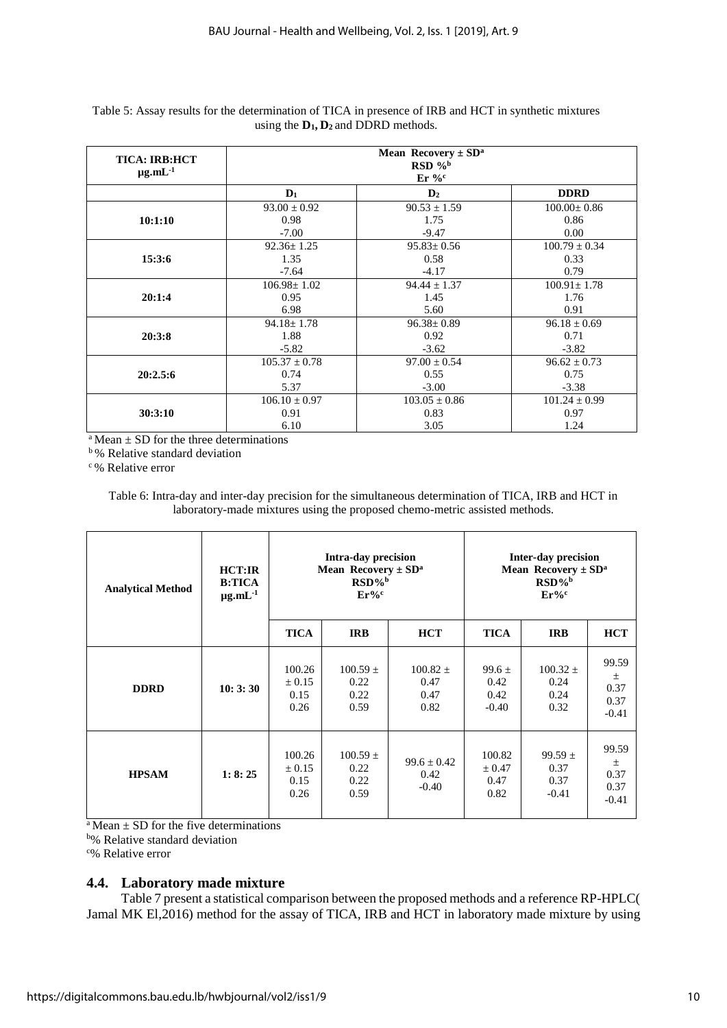Table 5: Assay results for the determination of TICA in presence of IRB and HCT in synthetic mixtures using the $D_1$, $D_2$ and DDRD methods.

| TICA: IRB:HCT µg.mL$^{-1}$ | Mean Recovery ± SD[a] RSD %[b] Er %[c] | | |
|---|---|---|---|
| | $D_1$ | $D_2$ | DDRD |
| 10:1:10 | 93.00 ± 0.92<br>0.98<br>-7.00 | 90.53 ± 1.59<br>1.75<br>-9.47 | 100.00± 0.86<br>0.86<br>0.00 |
| 15:3:6 | 92.36± 1.25<br>1.35<br>-7.64 | 95.83± 0.56<br>0.58<br>-4.17 | 100.79 ± 0.34<br>0.33<br>0.79 |
| 20:1:4 | 106.98± 1.02<br>0.95<br>6.98 | 94.44 ± 1.37<br>1.45<br>5.60 | 100.91± 1.78<br>1.76<br>0.91 |
| 20:3:8 | 94.18± 1.78<br>1.88<br>-5.82 | 96.38± 0.89<br>0.92<br>-3.62 | 96.18 ± 0.69<br>0.71<br>-3.82 |
| 20:2.5:6 | 105.37 ± 0.78<br>0.74<br>5.37 | 97.00 ± 0.54<br>0.55<br>-3.00 | 96.62 ± 0.73<br>0.75<br>-3.38 |
| 30:3:10 | 106.10 ± 0.97<br>0.91<br>6.10 | 103.05 ± 0.86<br>0.83<br>3.05 | 101.24 ± 0.99<br>0.97<br>1.24 |

[a] Mean ± SD for the three determinations
[b] % Relative standard deviation
[c] % Relative error

Table 6: Intra-day and inter-day precision for the simultaneous determination of TICA, IRB and HCT in laboratory-made mixtures using the proposed chemo-metric assisted methods.

| Analytical Method | HCT:IR B:TICA µg.mL$^{-1}$ | Intra-day precision Mean Recovery ± SD[a] RSD%[b] Er%[c] | | | Inter-day precision Mean Recovery ± SD[a] RSD%[b] Er%[c] | | |
|---|---|---|---|---|---|---|---|
| | | TICA | IRB | HCT | TICA | IRB | HCT |
| DDRD | 10: 3: 30 | 100.26 ± 0.15<br>0.15<br>0.26 | 100.59 ± 0.22<br>0.22<br>0.59 | 100.82 ± 0.47<br>0.47<br>0.82 | 99.6 ± 0.42<br>0.42<br>-0.40 | 100.32 ± 0.24<br>0.24<br>0.32 | 99.59 ± 0.37<br>0.37<br>-0.41 |
| HPSAM | 1: 8: 25 | 100.26 ± 0.15<br>0.15<br>0.26 | 100.59 ± 0.22<br>0.22<br>0.59 | 99.6 ± 0.42<br>0.42<br>-0.40 | 100.82 ± 0.47<br>0.47<br>0.82 | 99.59 ± 0.37<br>0.37<br>-0.41 | 99.59 ± 0.37<br>0.37<br>-0.41 |

[a] Mean ± SD for the five determinations
[b]% Relative standard deviation
[c]% Relative error

## 4.4. Laboratory made mixture

Table 7 present a statistical comparison between the proposed methods and a reference RP-HPLC( Jamal MK El,2016) method for the assay of TICA, IRB and HCT in laboratory made mixture by using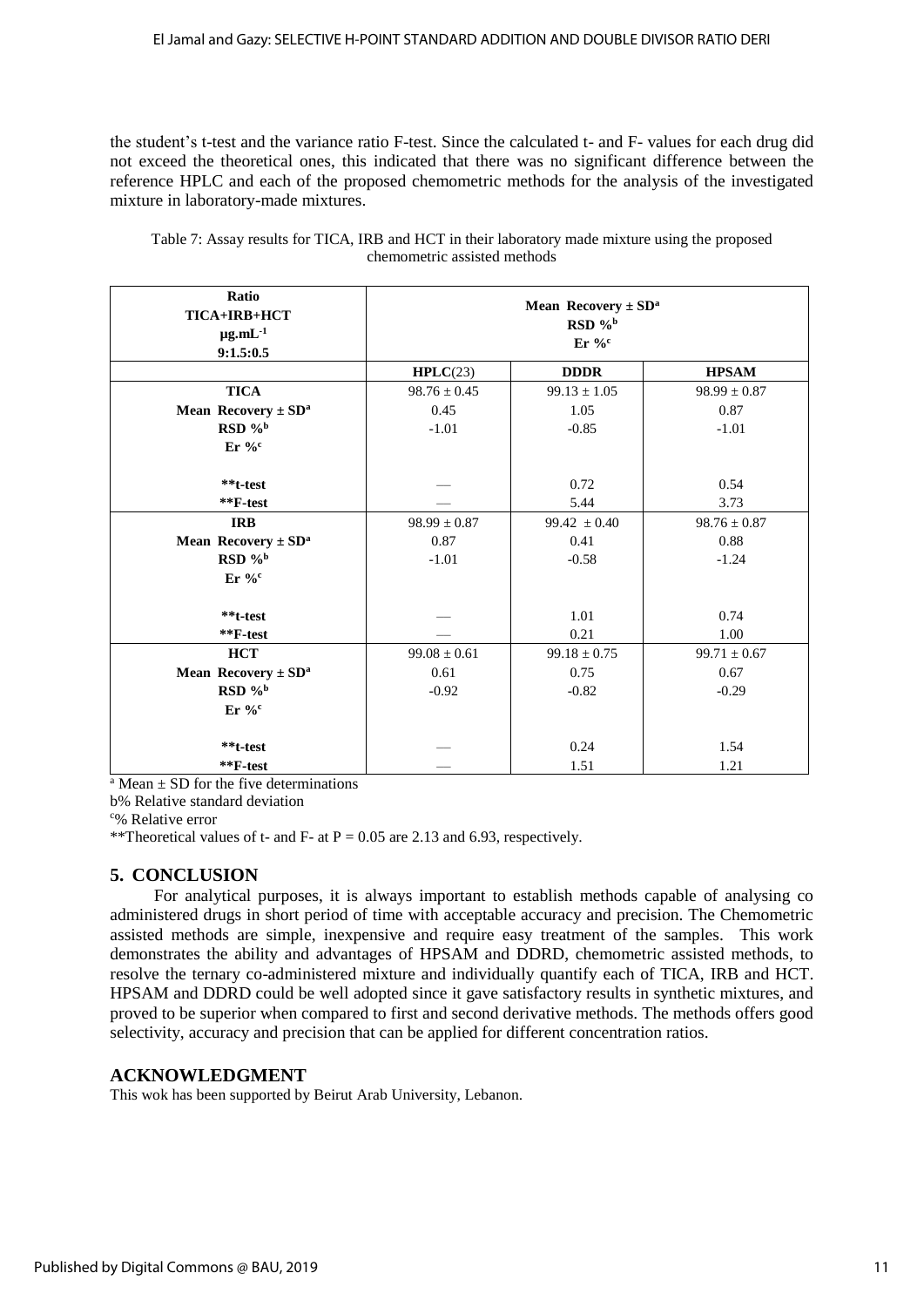the student's t-test and the variance ratio F-test. Since the calculated t- and F- values for each drug did not exceed the theoretical ones, this indicated that there was no significant difference between the reference HPLC and each of the proposed chemometric methods for the analysis of the investigated mixture in laboratory-made mixtures.

Table 7: Assay results for TICA, IRB and HCT in their laboratory made mixture using the proposed chemometric assisted methods

| **Ratio TICA+IRB+HCT μg.mL$^{-1}$ 9:1.5:0.5** | **Mean Recovery ± SD[a] RSD %[b] Er %[c]** | | |
|---|---|---|---|
| | **HPLC**(23) | **DDDR** | **HPSAM** |
| **TICA** | 98.76 ± 0.45 | 99.13 ± 1.05 | 98.99 ± 0.87 |
| **Mean Recovery ± SD[a]** | 0.45 | 1.05 | 0.87 |
| **RSD %[b]** | -1.01 | -0.85 | -1.01 |
| **Er %[c]** | | | |
| **\*\*t-test** | — | 0.72 | 0.54 |
| **\*\*F-test** | — | 5.44 | 3.73 |
| **IRB** | 98.99 ± 0.87 | 99.42 ± 0.40 | 98.76 ± 0.87 |
| **Mean Recovery ± SD[a]** | 0.87 | 0.41 | 0.88 |
| **RSD %[b]** | -1.01 | -0.58 | -1.24 |
| **Er %[c]** | | | |
| **\*\*t-test** | — | 1.01 | 0.74 |
| **\*\*F-test** | — | 0.21 | 1.00 |
| **HCT** | 99.08 ± 0.61 | 99.18 ± 0.75 | 99.71 ± 0.67 |
| **Mean Recovery ± SD[a]** | 0.61 | 0.75 | 0.67 |
| **RSD %[b]** | -0.92 | -0.82 | -0.29 |
| **Er %[c]** | | | |
| **\*\*t-test** | — | 0.24 | 1.54 |
| **\*\*F-test** | — | 1.51 | 1.21 |

[a] Mean ± SD for the five determinations

b% Relative standard deviation

[c]% Relative error

**Theoretical values of t- and F- at P = 0.05 are 2.13 and 6.93, respectively.

## 5. CONCLUSION

For analytical purposes, it is always important to establish methods capable of analysing co administered drugs in short period of time with acceptable accuracy and precision. The Chemometric assisted methods are simple, inexpensive and require easy treatment of the samples. This work demonstrates the ability and advantages of HPSAM and DDRD, chemometric assisted methods, to resolve the ternary co-administered mixture and individually quantify each of TICA, IRB and HCT. HPSAM and DDRD could be well adopted since it gave satisfactory results in synthetic mixtures, and proved to be superior when compared to first and second derivative methods. The methods offers good selectivity, accuracy and precision that can be applied for different concentration ratios.

## ACKNOWLEDGMENT

This wok has been supported by Beirut Arab University, Lebanon.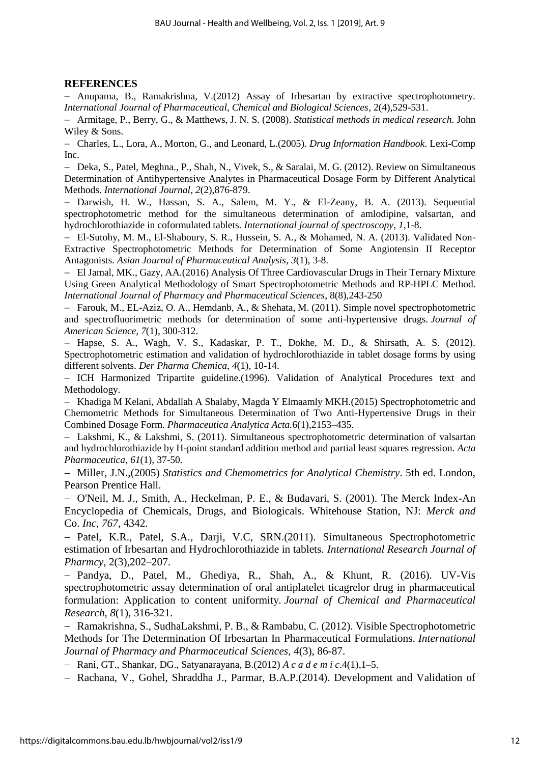## REFERENCES

- Anupama, B., Ramakrishna, V.(2012) Assay of Irbesartan by extractive spectrophotometry. *International Journal of Pharmaceutical, Chemical and Biological Sciences*, 2(4),529-531.
- Armitage, P., Berry, G., & Matthews, J. N. S. (2008). *Statistical methods in medical research*. John Wiley & Sons.
- Charles, L., Lora, A., Morton, G., and Leonard, L.(2005). *Drug Information Handbook*. Lexi-Comp Inc.
- Deka, S., Patel, Meghna., P., Shah, N., Vivek, S., & Saralai, M. G. (2012). Review on Simultaneous Determination of Antihypertensive Analytes in Pharmaceutical Dosage Form by Different Analytical Methods. *International Journal*, *2*(2),876-879.
- Darwish, H. W., Hassan, S. A., Salem, M. Y., & El-Zeany, B. A. (2013). Sequential spectrophotometric method for the simultaneous determination of amlodipine, valsartan, and hydrochlorothiazide in coformulated tablets. *International journal of spectroscopy*, *1*,1-8.
- El-Sutohy, M. M., El-Shaboury, S. R., Hussein, S. A., & Mohamed, N. A. (2013). Validated Non-Extractive Spectrophotometric Methods for Determination of Some Angiotensin II Receptor Antagonists. *Asian Journal of Pharmaceutical Analysis*, *3*(1), 3-8.
- El Jamal, MK., Gazy, AA.(2016) Analysis Of Three Cardiovascular Drugs in Their Ternary Mixture Using Green Analytical Methodology of Smart Spectrophotometric Methods and RP-HPLC Method. *International Journal of Pharmacy and Pharmaceutical Sciences*, 8(8),243-250
- Farouk, M., EL-Aziz, O. A., Hemdanb, A., & Shehata, M. (2011). Simple novel spectrophotometric and spectrofluorimetric methods for determination of some anti-hypertensive drugs. *Journal of American Science*, *7*(1), 300-312.
- Hapse, S. A., Wagh, V. S., Kadaskar, P. T., Dokhe, M. D., & Shirsath, A. S. (2012). Spectrophotometric estimation and validation of hydrochlorothiazide in tablet dosage forms by using different solvents. *Der Pharma Chemica*, *4*(1), 10-14.
- ICH Harmonized Tripartite guideline.(1996). Validation of Analytical Procedures text and Methodology.
- Khadiga M Kelani, Abdallah A Shalaby, Magda Y Elmaamly MKH.(2015) Spectrophotometric and Chemometric Methods for Simultaneous Determination of Two Anti-Hypertensive Drugs in their Combined Dosage Form. *Pharmaceutica Analytica Acta.*6(1),2153–435.
- Lakshmi, K., & Lakshmi, S. (2011). Simultaneous spectrophotometric determination of valsartan and hydrochlorothiazide by H-point standard addition method and partial least squares regression. *Acta Pharmaceutica*, *61*(1), 37-50.
- Miller, J.N.,(2005) *Statistics and Chemometrics for Analytical Chemistry*. 5th ed. London, Pearson Prentice Hall.
- O'Neil, M. J., Smith, A., Heckelman, P. E., & Budavari, S. (2001). The Merck Index-An Encyclopedia of Chemicals, Drugs, and Biologicals. Whitehouse Station, NJ: *Merck and* Co. *Inc*, *767*, 4342.
- Patel, K.R., Patel, S.A., Darji, V.C, SRN.(2011). Simultaneous Spectrophotometric estimation of Irbesartan and Hydrochlorothiazide in tablets. *International Research Journal of Pharmcy*, 2(3),202–207.
- Pandya, D., Patel, M., Ghediya, R., Shah, A., & Khunt, R. (2016). UV-Vis spectrophotometric assay determination of oral antiplatelet ticagrelor drug in pharmaceutical formulation: Application to content uniformity. *Journal of Chemical and Pharmaceutical Research*, *8*(1), 316-321.
- Ramakrishna, S., SudhaLakshmi, P. B., & Rambabu, C. (2012). Visible Spectrophotometric Methods for The Determination Of Irbesartan In Pharmaceutical Formulations. *International Journal of Pharmacy and Pharmaceutical Sciences*, *4*(3), 86-87.
- Rani, GT., Shankar, DG., Satyanarayana, B.(2012) *A c a d e m i c*.4(1),1–5.
- Rachana, V., Gohel, Shraddha J., Parmar, B.A.P.(2014). Development and Validation of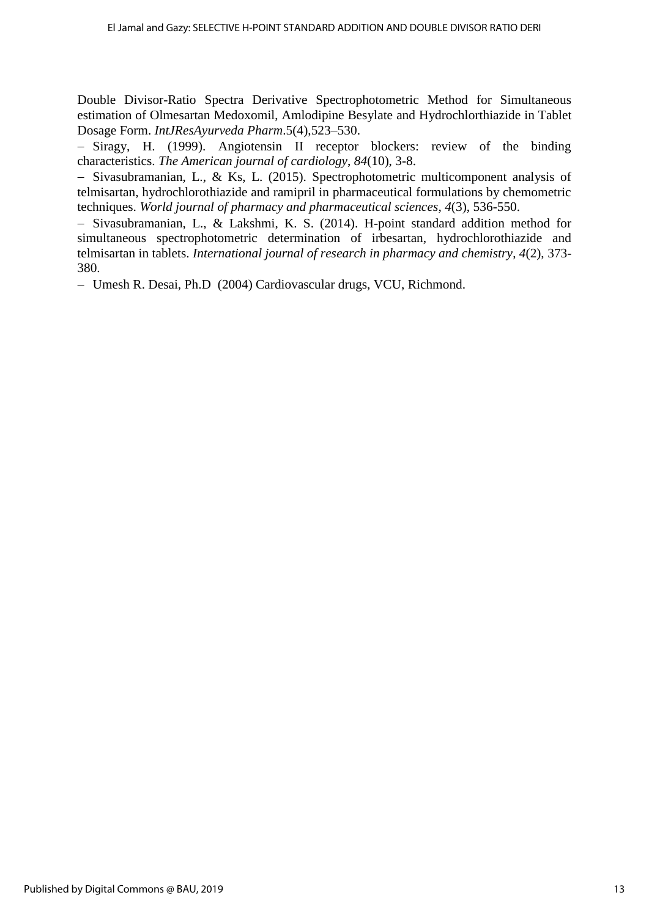Double Divisor-Ratio Spectra Derivative Spectrophotometric Method for Simultaneous estimation of Olmesartan Medoxomil, Amlodipine Besylate and Hydrochlorthiazide in Tablet Dosage Form. *IntJResAyurveda Pharm*.5(4),523–530.

- Siragy, H. (1999). Angiotensin II receptor blockers: review of the binding characteristics. *The American journal of cardiology*, *84*(10), 3-8.
- Sivasubramanian, L., & Ks, L. (2015). Spectrophotometric multicomponent analysis of telmisartan, hydrochlorothiazide and ramipril in pharmaceutical formulations by chemometric techniques. *World journal of pharmacy and pharmaceutical sciences*, *4*(3), 536-550.
- Sivasubramanian, L., & Lakshmi, K. S. (2014). H-point standard addition method for simultaneous spectrophotometric determination of irbesartan, hydrochlorothiazide and telmisartan in tablets. *International journal of research in pharmacy and chemistry*, *4*(2), 373-380.
- Umesh R. Desai, Ph.D (2004) Cardiovascular drugs, VCU, Richmond.